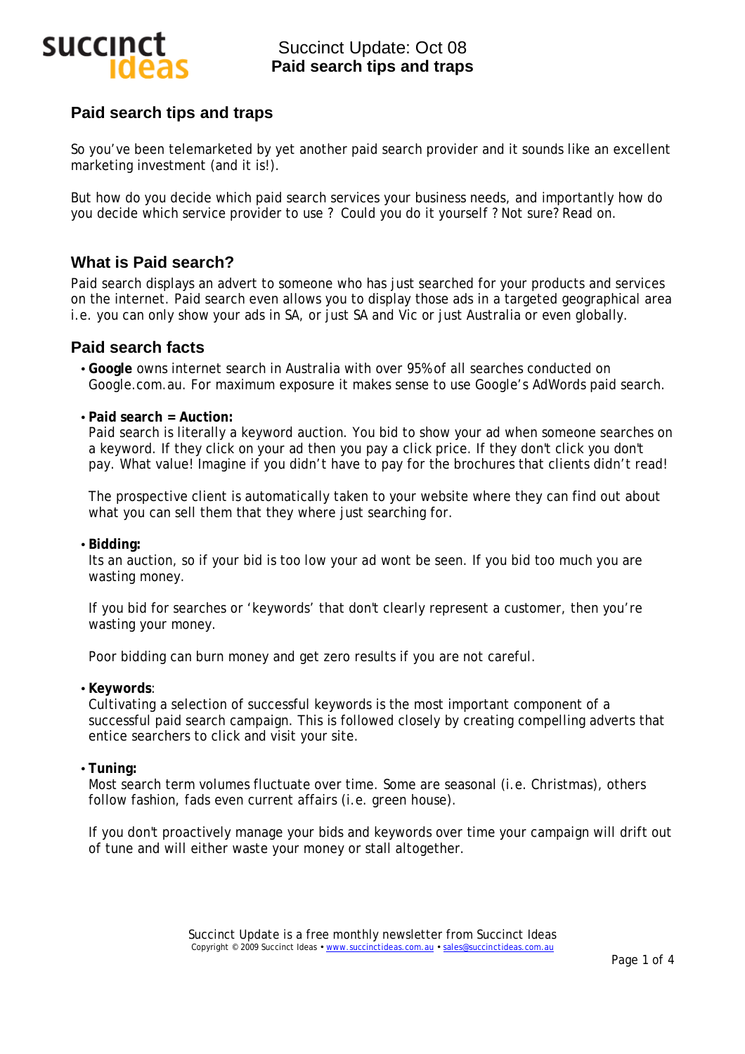# Paid search tips and traps

So you've been telemarketed by yet another paid search provider and it sounds like an excellent marketing investment (and it is!).

But how do you decide which paid search services your business needs, and importantly how do you decide which service provider to use ? Could you do it yourself ? Not sure? Read on.

## What is Paid search?

Paid search displays an advert to someone who has just searched for your products and services on the internet. Paid search even allows you to display those ads in a targeted geographical area i.e. you can only show your ads in SA, or just SA and Vic or just Australia or even globally.

## Paid search facts

- **Google** owns internet search in Australia with over 95% of all searches conducted on Google.com.au. For maximum exposure it makes sense to use Google's AdWords paid search.

- **Paid search = Auction:**
  Paid search is literally a keyword auction. You bid to show your ad when someone searches on a keyword. If they click on your ad then you pay a click price. If they don't click you don't pay. What value! Imagine if you didn't have to pay for the brochures that clients didn't read!

  The prospective client is automatically taken to your website where they can find out about what you can sell them that they where just searching for.

- **Bidding:**
  Its an auction, so if your bid is too low your ad wont be seen. If you bid too much you are wasting money.

  If you bid for searches or 'keywords' that don't clearly represent a customer, then you're wasting your money.

  Poor bidding can burn money and get zero results if you are not careful.

- **Keywords**:
  Cultivating a selection of successful keywords is the most important component of a successful paid search campaign. This is followed closely by creating compelling adverts that entice searchers to click and visit your site.

- **Tuning:**
  Most search term volumes fluctuate over time. Some are seasonal (i.e. Christmas), others follow fashion, fads even current affairs (i.e. green house).

  If you don't proactively manage your bids and keywords over time your campaign will drift out of tune and will either waste your money or stall altogether.

Succinct Update is a free monthly newsletter from Succinct Ideas
Copyright © 2009 Succinct Ideas • www.succinctideas.com.au • sales@succinctideas.com.au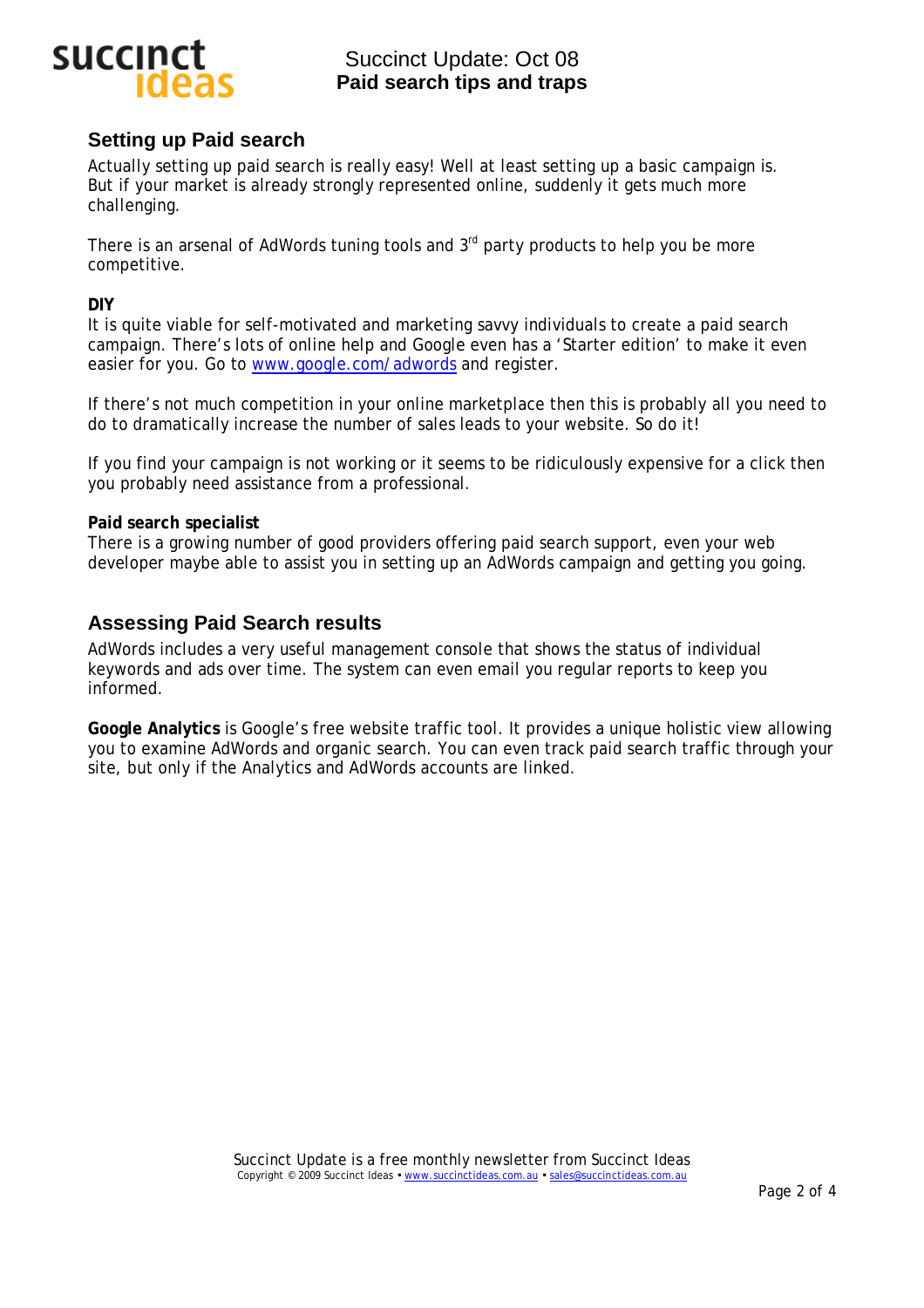## Setting up Paid search

Actually setting up paid search is really easy! Well at least setting up a basic campaign is. But if your market is already strongly represented online, suddenly it gets much more challenging.

There is an arsenal of AdWords tuning tools and 3rd party products to help you be more competitive.

**DIY**
It is quite viable for self-motivated and marketing savvy individuals to create a paid search campaign. There's lots of online help and Google even has a 'Starter edition' to make it even easier for you. Go to [www.google.com/adwords](http://www.google.com/adwords) and register.

If there's not much competition in your online marketplace then this is probably all you need to do to dramatically increase the number of sales leads to your website. So do it!

If you find your campaign is not working or it seems to be ridiculously expensive for a click then you probably need assistance from a professional.

**Paid search specialist**
There is a growing number of good providers offering paid search support, even your web developer maybe able to assist you in setting up an AdWords campaign and getting you going.

## Assessing Paid Search results

AdWords includes a very useful management console that shows the status of individual keywords and ads over time. The system can even email you regular reports to keep you informed.

**Google Analytics** is Google's free website traffic tool. It provides a unique holistic view allowing you to examine AdWords and organic search. You can even track paid search traffic through your site, but only if the Analytics and AdWords accounts are linked.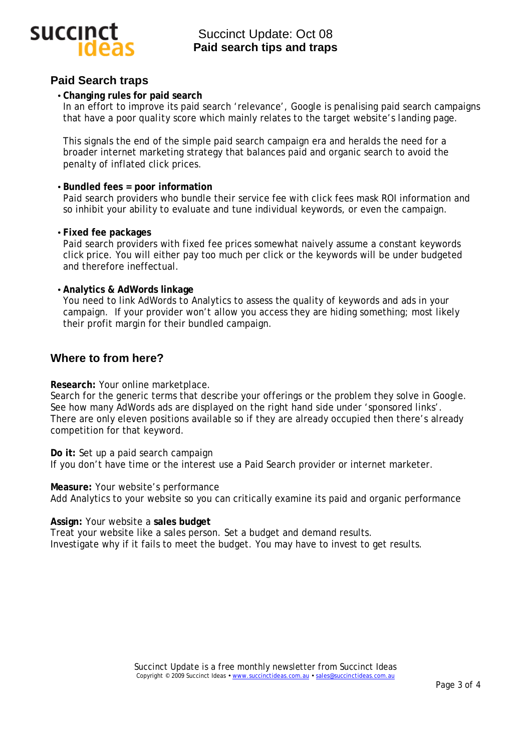## Paid Search traps

- **Changing rules for paid search**
  In an effort to improve its paid search 'relevance', Google is penalising paid search campaigns that have a poor quality score which mainly relates to the target website's landing page.

  This signals the end of the simple paid search campaign era and heralds the need for a broader internet marketing strategy that balances paid and organic search to avoid the penalty of inflated click prices.

- **Bundled fees = poor information**
  Paid search providers who bundle their service fee with click fees mask ROI information and so inhibit your ability to evaluate and tune individual keywords, or even the campaign.

- **Fixed fee packages**
  Paid search providers with fixed fee prices somewhat naively assume a constant keywords click price. You will either pay too much per click or the keywords will be under budgeted and therefore ineffectual.

- **Analytics & AdWords linkage**
  You need to link AdWords to Analytics to assess the quality of keywords and ads in your campaign. If your provider won't allow you access they are hiding something; most likely their profit margin for their bundled campaign.

## Where to from here?

**Research:** Your online marketplace.
Search for the generic terms that describe your offerings or the problem they solve in Google. See how many AdWords ads are displayed on the right hand side under 'sponsored links'. There are only eleven positions available so if they are already occupied then there's already competition for that keyword.

**Do it:** Set up a paid search campaign
If you don't have time or the interest use a Paid Search provider or internet marketer.

**Measure:** Your website's performance
Add Analytics to your website so you can critically examine its paid and organic performance

**Assign:** Your website a **sales budget**
Treat your website like a sales person. Set a budget and demand results.
Investigate why if it fails to meet the budget. You may have to invest to get results.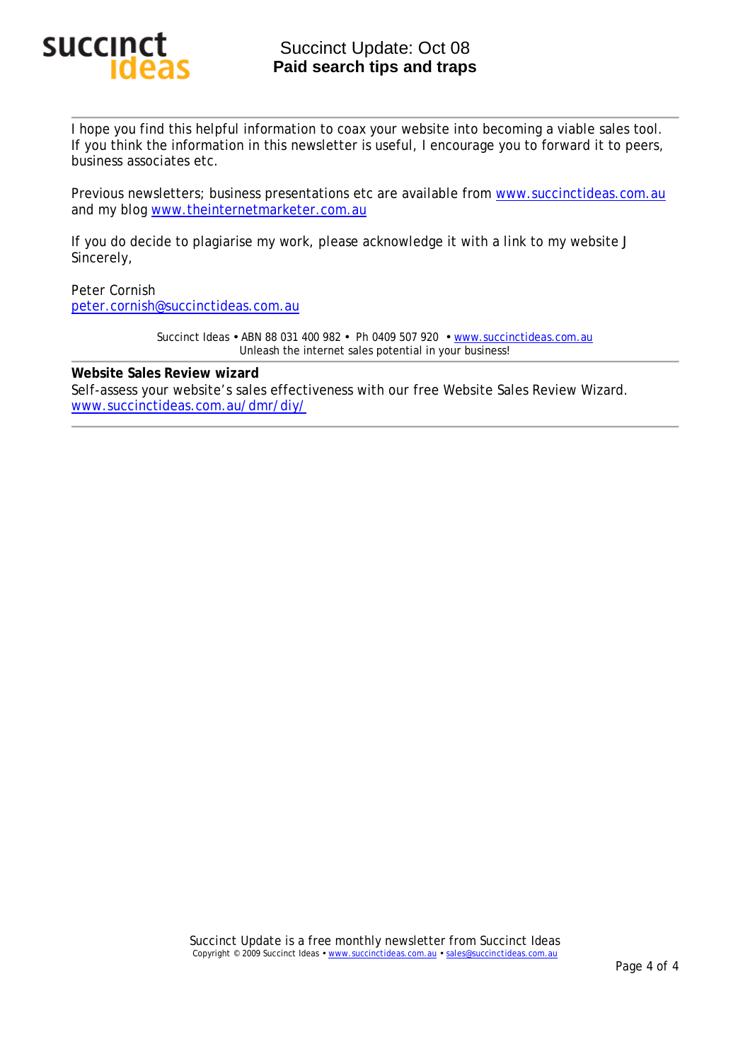I hope you find this helpful information to coax your website into becoming a viable sales tool. If you think the information in this newsletter is useful, I encourage you to forward it to peers, business associates etc.

Previous newsletters; business presentations etc are available from www.succinctideas.com.au and my blog www.theinternetmarketer.com.au

If you do decide to plagiarise my work, please acknowledge it with a link to my website J
Sincerely,

Peter Cornish
peter.cornish@succinctideas.com.au

Succinct Ideas • ABN 88 031 400 982 • Ph 0409 507 920 • www.succinctideas.com.au
Unleash the internet sales potential in your business!

**Website Sales Review wizard**
Self-assess your website's sales effectiveness with our free Website Sales Review Wizard.
www.succinctideas.com.au/dmr/diy/

Succinct Update is a free monthly newsletter from Succinct Ideas
Copyright © 2009 Succinct Ideas • www.succinctideas.com.au • sales@succinctideas.com.au